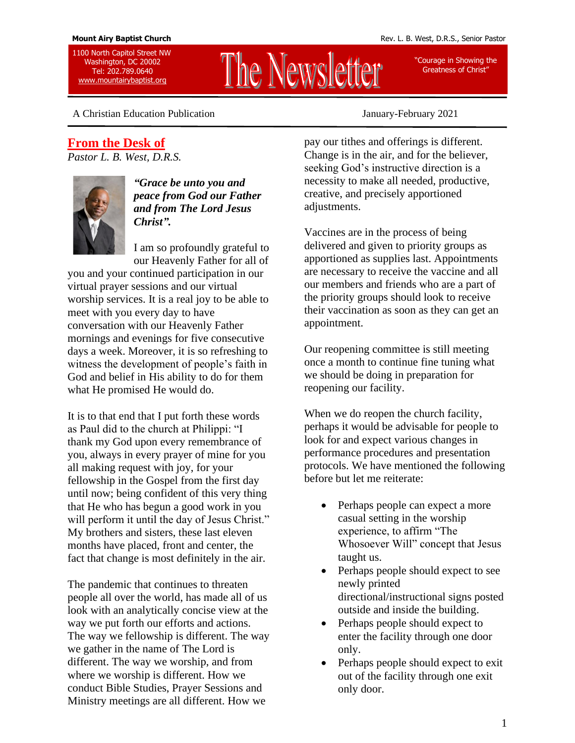**Mount Airy Baptist Church**

Rev. L. B. West, D.R.S., Senior Pastor

1100 North Capitol Street NW
Washington, DC 20002
Tel: 202.789.0640
www.mountairybaptist.org

# The Newsletter

"Courage in Showing the Greatness of Christ"

A Christian Education Publication

January-February 2021

## From the Desk of

*Pastor L. B. West, D.R.S.*

***"Grace be unto you and peace from God our Father and from The Lord Jesus Christ".***

I am so profoundly grateful to our Heavenly Father for all of you and your continued participation in our virtual prayer sessions and our virtual worship services. It is a real joy to be able to meet with you every day to have conversation with our Heavenly Father mornings and evenings for five consecutive days a week. Moreover, it is so refreshing to witness the development of people's faith in God and belief in His ability to do for them what He promised He would do.

It is to that end that I put forth these words as Paul did to the church at Philippi: "I thank my God upon every remembrance of you, always in every prayer of mine for you all making request with joy, for your fellowship in the Gospel from the first day until now; being confident of this very thing that He who has begun a good work in you will perform it until the day of Jesus Christ." My brothers and sisters, these last eleven months have placed, front and center, the fact that change is most definitely in the air.

The pandemic that continues to threaten people all over the world, has made all of us look with an analytically concise view at the way we put forth our efforts and actions. The way we fellowship is different. The way we gather in the name of The Lord is different. The way we worship, and from where we worship is different. How we conduct Bible Studies, Prayer Sessions and Ministry meetings are all different. How we pay our tithes and offerings is different. Change is in the air, and for the believer, seeking God's instructive direction is a necessity to make all needed, productive, creative, and precisely apportioned adjustments.

Vaccines are in the process of being delivered and given to priority groups as apportioned as supplies last. Appointments are necessary to receive the vaccine and all our members and friends who are a part of the priority groups should look to receive their vaccination as soon as they can get an appointment.

Our reopening committee is still meeting once a month to continue fine tuning what we should be doing in preparation for reopening our facility.

When we do reopen the church facility, perhaps it would be advisable for people to look for and expect various changes in performance procedures and presentation protocols. We have mentioned the following before but let me reiterate:

- Perhaps people can expect a more casual setting in the worship experience, to affirm "The Whosoever Will" concept that Jesus taught us.
- Perhaps people should expect to see newly printed directional/instructional signs posted outside and inside the building.
- Perhaps people should expect to enter the facility through one door only.
- Perhaps people should expect to exit out of the facility through one exit only door.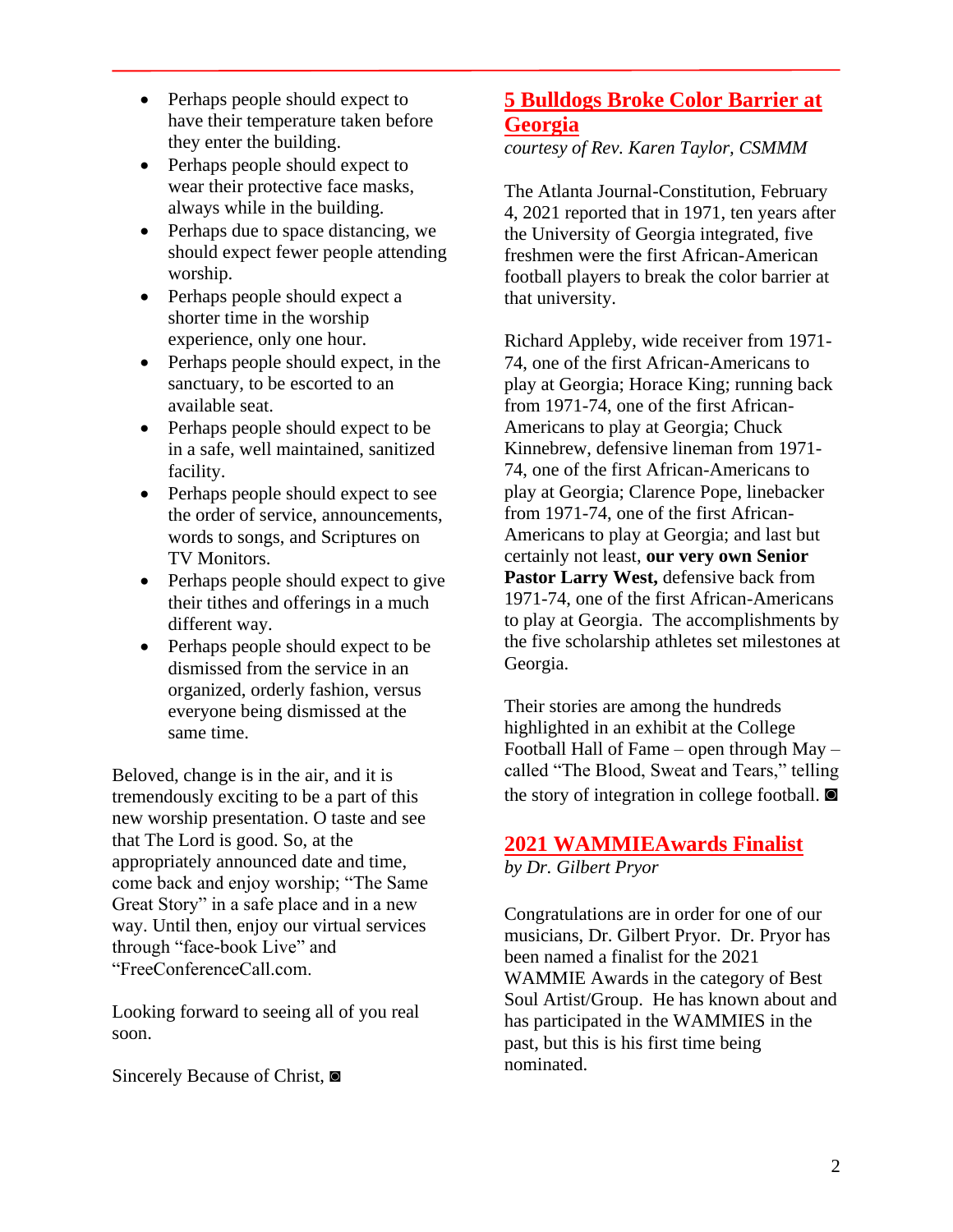- Perhaps people should expect to have their temperature taken before they enter the building.
- Perhaps people should expect to wear their protective face masks, always while in the building.
- Perhaps due to space distancing, we should expect fewer people attending worship.
- Perhaps people should expect a shorter time in the worship experience, only one hour.
- Perhaps people should expect, in the sanctuary, to be escorted to an available seat.
- Perhaps people should expect to be in a safe, well maintained, sanitized facility.
- Perhaps people should expect to see the order of service, announcements, words to songs, and Scriptures on TV Monitors.
- Perhaps people should expect to give their tithes and offerings in a much different way.
- Perhaps people should expect to be dismissed from the service in an organized, orderly fashion, versus everyone being dismissed at the same time.

Beloved, change is in the air, and it is tremendously exciting to be a part of this new worship presentation. O taste and see that The Lord is good. So, at the appropriately announced date and time, come back and enjoy worship; "The Same Great Story" in a safe place and in a new way. Until then, enjoy our virtual services through "face-book Live" and "FreeConferenceCall.com.

Looking forward to seeing all of you real soon.

Sincerely Because of Christ, ◙

## 5 Bulldogs Broke Color Barrier at Georgia

*courtesy of Rev. Karen Taylor, CSMMM*

The Atlanta Journal-Constitution, February 4, 2021 reported that in 1971, ten years after the University of Georgia integrated, five freshmen were the first African-American football players to break the color barrier at that university.

Richard Appleby, wide receiver from 1971-74, one of the first African-Americans to play at Georgia; Horace King; running back from 1971-74, one of the first African-Americans to play at Georgia; Chuck Kinnebrew, defensive lineman from 1971-74, one of the first African-Americans to play at Georgia; Clarence Pope, linebacker from 1971-74, one of the first African-Americans to play at Georgia; and last but certainly not least, **our very own Senior Pastor Larry West,** defensive back from 1971-74, one of the first African-Americans to play at Georgia. The accomplishments by the five scholarship athletes set milestones at Georgia.

Their stories are among the hundreds highlighted in an exhibit at the College Football Hall of Fame – open through May – called "The Blood, Sweat and Tears," telling the story of integration in college football. ◙

## 2021 WAMMIEAwards Finalist

*by Dr. Gilbert Pryor*

Congratulations are in order for one of our musicians, Dr. Gilbert Pryor. Dr. Pryor has been named a finalist for the 2021 WAMMIE Awards in the category of Best Soul Artist/Group. He has known about and has participated in the WAMMIES in the past, but this is his first time being nominated.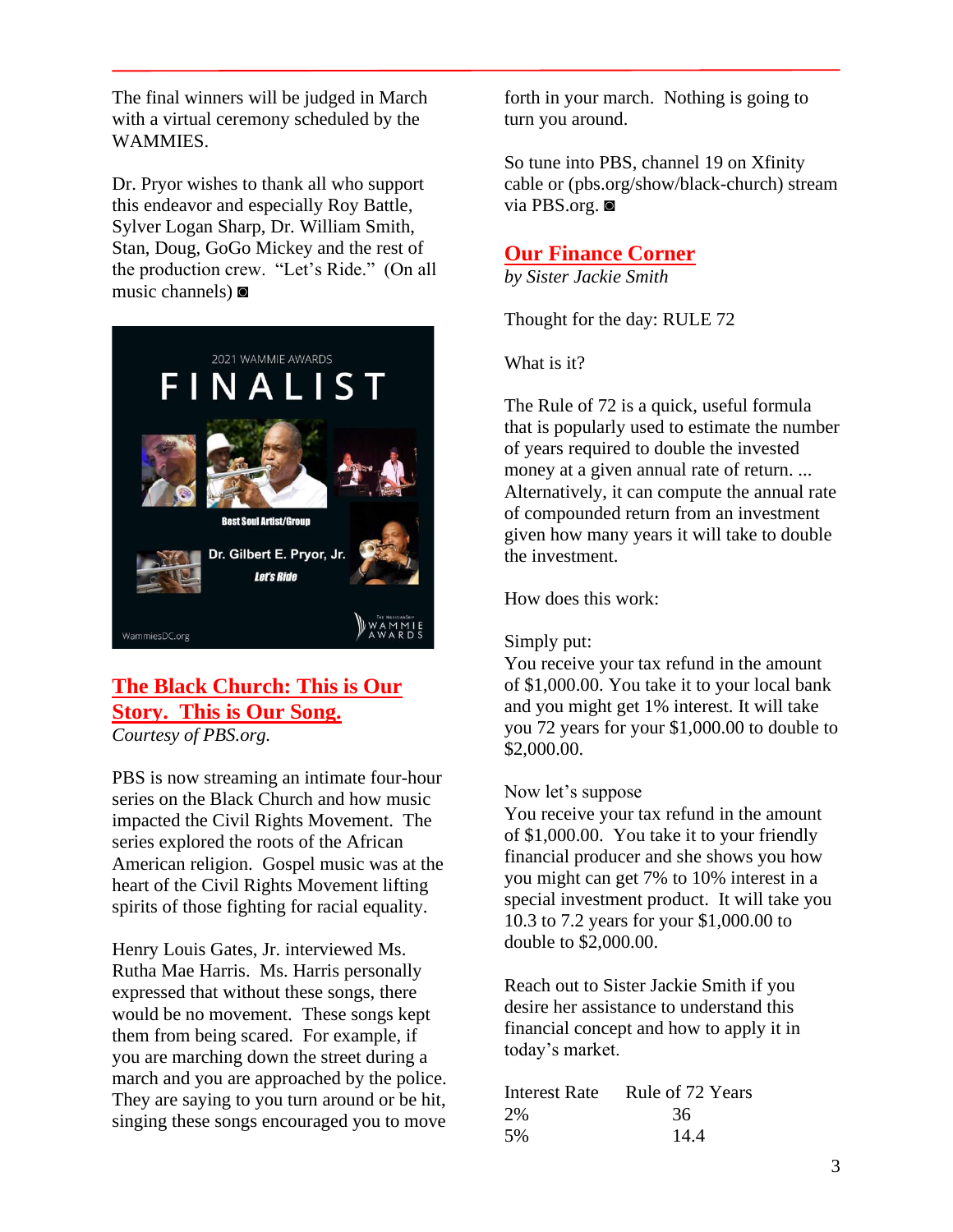The final winners will be judged in March with a virtual ceremony scheduled by the WAMMIES.

Dr. Pryor wishes to thank all who support this endeavor and especially Roy Battle, Sylver Logan Sharp, Dr. William Smith, Stan, Doug, GoGo Mickey and the rest of the production crew. "Let's Ride." (On all music channels) ◙

## The Black Church: This is Our Story. This is Our Song.

*Courtesy of PBS.org.*

PBS is now streaming an intimate four-hour series on the Black Church and how music impacted the Civil Rights Movement. The series explored the roots of the African American religion. Gospel music was at the heart of the Civil Rights Movement lifting spirits of those fighting for racial equality.

Henry Louis Gates, Jr. interviewed Ms. Rutha Mae Harris. Ms. Harris personally expressed that without these songs, there would be no movement. These songs kept them from being scared. For example, if you are marching down the street during a march and you are approached by the police. They are saying to you turn around or be hit, singing these songs encouraged you to move forth in your march. Nothing is going to turn you around.

So tune into PBS, channel 19 on Xfinity cable or (pbs.org/show/black-church) stream via PBS.org. ◙

## Our Finance Corner

*by Sister Jackie Smith*

Thought for the day: RULE 72

What is it?

The Rule of 72 is a quick, useful formula that is popularly used to estimate the number of years required to double the invested money at a given annual rate of return. ... Alternatively, it can compute the annual rate of compounded return from an investment given how many years it will take to double the investment.

How does this work:

Simply put:
You receive your tax refund in the amount of $1,000.00. You take it to your local bank and you might get 1% interest. It will take you 72 years for your $1,000.00 to double to $2,000.00.

Now let's suppose
You receive your tax refund in the amount of $1,000.00. You take it to your friendly financial producer and she shows you how you might can get 7% to 10% interest in a special investment product. It will take you 10.3 to 7.2 years for your $1,000.00 to double to $2,000.00.

Reach out to Sister Jackie Smith if you desire her assistance to understand this financial concept and how to apply it in today's market.

| Interest Rate | Rule of 72 Years |
|---|---|
| 2% | 36 |
| 5% | 14.4 |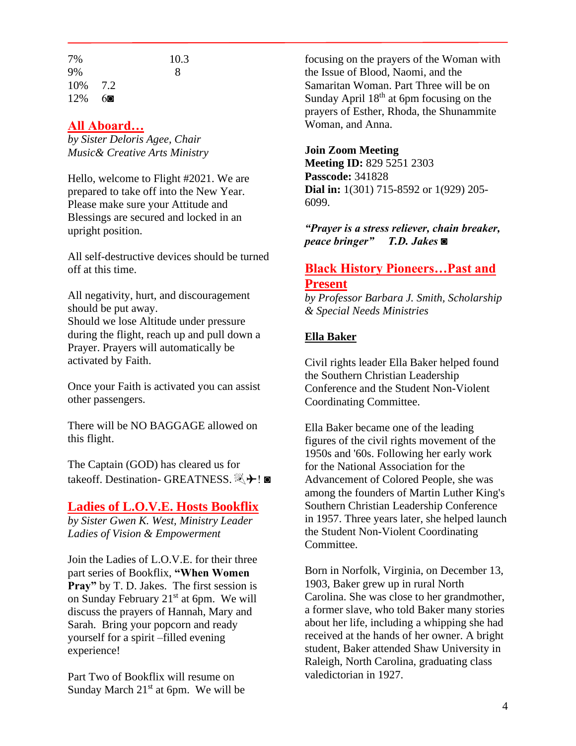| | | |
|---|---|---|
| 7% | | 10.3 |
| 9% | | 8 |
| 10% | 7.2 | |
| 12% | 6◙ | |

## All Aboard…

*by Sister Deloris Agee, Chair*
*Music& Creative Arts Ministry*

Hello, welcome to Flight #2021. We are prepared to take off into the New Year. Please make sure your Attitude and Blessings are secured and locked in an upright position.

All self-destructive devices should be turned off at this time.

All negativity, hurt, and discouragement should be put away.
Should we lose Altitude under pressure during the flight, reach up and pull down a Prayer. Prayers will automatically be activated by Faith.

Once your Faith is activated you can assist other passengers.

There will be NO BAGGAGE allowed on this flight.

The Captain (GOD) has cleared us for takeoff. Destination- GREATNESS. 💫✈! ◙

## Ladies of L.O.V.E. Hosts Bookflix

*by Sister Gwen K. West, Ministry Leader*
*Ladies of Vision & Empowerment*

Join the Ladies of L.O.V.E. for their three part series of Bookflix, **"When Women Pray"** by T. D. Jakes. The first session is on Sunday February 21st at 6pm. We will discuss the prayers of Hannah, Mary and Sarah. Bring your popcorn and ready yourself for a spirit –filled evening experience!

Part Two of Bookflix will resume on Sunday March 21st at 6pm. We will be focusing on the prayers of the Woman with the Issue of Blood, Naomi, and the Samaritan Woman. Part Three will be on Sunday April 18th at 6pm focusing on the prayers of Esther, Rhoda, the Shunammite Woman, and Anna.

**Join Zoom Meeting**
**Meeting ID:** 829 5251 2303
**Passcode:** 341828
**Dial in:** 1(301) 715-8592 or 1(929) 205-6099.

***"Prayer is a stress reliever, chain breaker, peace bringer"     T.D. Jakes*** ◙

## Black History Pioneers…Past and Present

*by Professor Barbara J. Smith, Scholarship & Special Needs Ministries*

### Ella Baker

Civil rights leader Ella Baker helped found the Southern Christian Leadership Conference and the Student Non-Violent Coordinating Committee.

Ella Baker became one of the leading figures of the civil rights movement of the 1950s and '60s. Following her early work for the National Association for the Advancement of Colored People, she was among the founders of Martin Luther King's Southern Christian Leadership Conference in 1957. Three years later, she helped launch the Student Non-Violent Coordinating Committee.

Born in Norfolk, Virginia, on December 13, 1903, Baker grew up in rural North Carolina. She was close to her grandmother, a former slave, who told Baker many stories about her life, including a whipping she had received at the hands of her owner. A bright student, Baker attended Shaw University in Raleigh, North Carolina, graduating class valedictorian in 1927.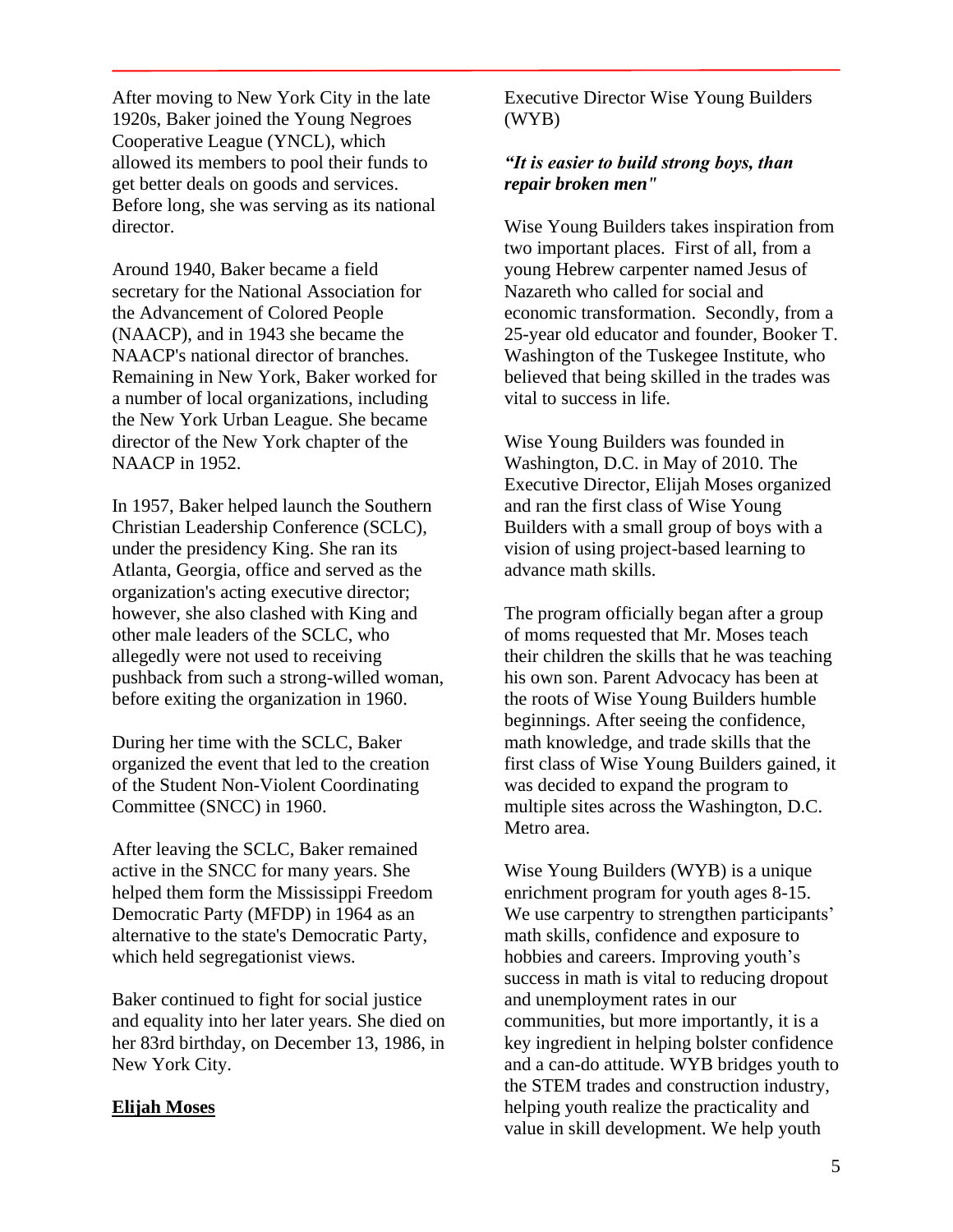After moving to New York City in the late 1920s, Baker joined the Young Negroes Cooperative League (YNCL), which allowed its members to pool their funds to get better deals on goods and services. Before long, she was serving as its national director.

Around 1940, Baker became a field secretary for the National Association for the Advancement of Colored People (NAACP), and in 1943 she became the NAACP's national director of branches. Remaining in New York, Baker worked for a number of local organizations, including the New York Urban League. She became director of the New York chapter of the NAACP in 1952.

In 1957, Baker helped launch the Southern Christian Leadership Conference (SCLC), under the presidency King. She ran its Atlanta, Georgia, office and served as the organization's acting executive director; however, she also clashed with King and other male leaders of the SCLC, who allegedly were not used to receiving pushback from such a strong-willed woman, before exiting the organization in 1960.

During her time with the SCLC, Baker organized the event that led to the creation of the Student Non-Violent Coordinating Committee (SNCC) in 1960.

After leaving the SCLC, Baker remained active in the SNCC for many years. She helped them form the Mississippi Freedom Democratic Party (MFDP) in 1964 as an alternative to the state's Democratic Party, which held segregationist views.

Baker continued to fight for social justice and equality into her later years. She died on her 83rd birthday, on December 13, 1986, in New York City.

**Elijah Moses**

Executive Director Wise Young Builders (WYB)

***"It is easier to build strong boys, than repair broken men"***

Wise Young Builders takes inspiration from two important places. First of all, from a young Hebrew carpenter named Jesus of Nazareth who called for social and economic transformation. Secondly, from a 25-year old educator and founder, Booker T. Washington of the Tuskegee Institute, who believed that being skilled in the trades was vital to success in life.

Wise Young Builders was founded in Washington, D.C. in May of 2010. The Executive Director, Elijah Moses organized and ran the first class of Wise Young Builders with a small group of boys with a vision of using project-based learning to advance math skills.

The program officially began after a group of moms requested that Mr. Moses teach their children the skills that he was teaching his own son. Parent Advocacy has been at the roots of Wise Young Builders humble beginnings. After seeing the confidence, math knowledge, and trade skills that the first class of Wise Young Builders gained, it was decided to expand the program to multiple sites across the Washington, D.C. Metro area.

Wise Young Builders (WYB) is a unique enrichment program for youth ages 8-15. We use carpentry to strengthen participants' math skills, confidence and exposure to hobbies and careers. Improving youth's success in math is vital to reducing dropout and unemployment rates in our communities, but more importantly, it is a key ingredient in helping bolster confidence and a can-do attitude. WYB bridges youth to the STEM trades and construction industry, helping youth realize the practicality and value in skill development. We help youth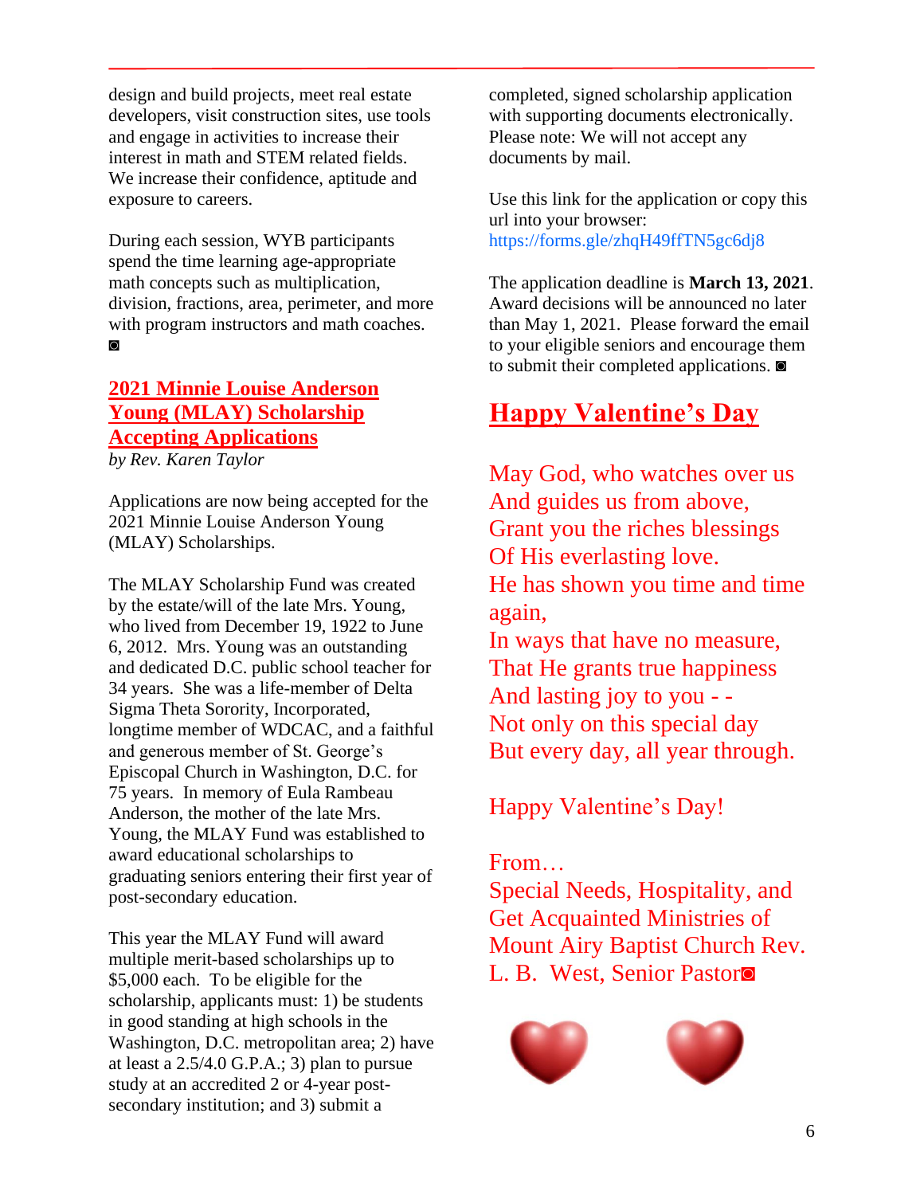design and build projects, meet real estate developers, visit construction sites, use tools and engage in activities to increase their interest in math and STEM related fields. We increase their confidence, aptitude and exposure to careers.

During each session, WYB participants spend the time learning age-appropriate math concepts such as multiplication, division, fractions, area, perimeter, and more with program instructors and math coaches. ◙

## 2021 Minnie Louise Anderson Young (MLAY) Scholarship Accepting Applications

*by Rev. Karen Taylor*

Applications are now being accepted for the 2021 Minnie Louise Anderson Young (MLAY) Scholarships.

The MLAY Scholarship Fund was created by the estate/will of the late Mrs. Young, who lived from December 19, 1922 to June 6, 2012. Mrs. Young was an outstanding and dedicated D.C. public school teacher for 34 years. She was a life-member of Delta Sigma Theta Sorority, Incorporated, longtime member of WDCAC, and a faithful and generous member of St. George's Episcopal Church in Washington, D.C. for 75 years. In memory of Eula Rambeau Anderson, the mother of the late Mrs. Young, the MLAY Fund was established to award educational scholarships to graduating seniors entering their first year of post-secondary education.

This year the MLAY Fund will award multiple merit-based scholarships up to $5,000 each. To be eligible for the scholarship, applicants must: 1) be students in good standing at high schools in the Washington, D.C. metropolitan area; 2) have at least a 2.5/4.0 G.P.A.; 3) plan to pursue study at an accredited 2 or 4-year post-secondary institution; and 3) submit a completed, signed scholarship application with supporting documents electronically. Please note: We will not accept any documents by mail.

Use this link for the application or copy this url into your browser: https://forms.gle/zhqH49ffTN5gc6dj8

The application deadline is **March 13, 2021**. Award decisions will be announced no later than May 1, 2021. Please forward the email to your eligible seniors and encourage them to submit their completed applications. ◙

## Happy Valentine's Day

May God, who watches over us
And guides us from above,
Grant you the riches blessings
Of His everlasting love.
He has shown you time and time again,
In ways that have no measure,
That He grants true happiness
And lasting joy to you - -
Not only on this special day
But every day, all year through.

Happy Valentine's Day!

From…
Special Needs, Hospitality, and Get Acquainted Ministries of Mount Airy Baptist Church Rev. L. B. West, Senior Pastor◙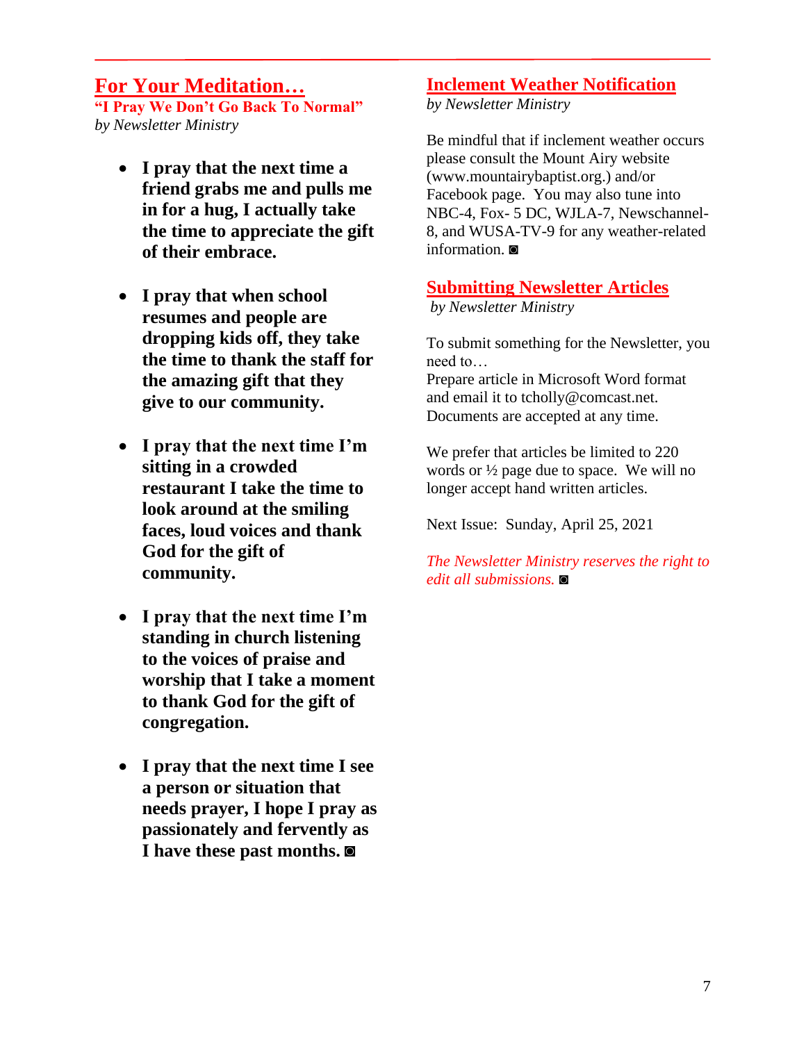## For Your Meditation…

**"I Pray We Don't Go Back To Normal"**
*by Newsletter Ministry*

- **I pray that the next time a friend grabs me and pulls me in for a hug, I actually take the time to appreciate the gift of their embrace.**
- **I pray that when school resumes and people are dropping kids off, they take the time to thank the staff for the amazing gift that they give to our community.**
- **I pray that the next time I'm sitting in a crowded restaurant I take the time to look around at the smiling faces, loud voices and thank God for the gift of community.**
- **I pray that the next time I'm standing in church listening to the voices of praise and worship that I take a moment to thank God for the gift of congregation.**
- **I pray that the next time I see a person or situation that needs prayer, I hope I pray as passionately and fervently as I have these past months.** ◙

## Inclement Weather Notification

*by Newsletter Ministry*

Be mindful that if inclement weather occurs please consult the Mount Airy website (www.mountairybaptist.org.) and/or Facebook page. You may also tune into NBC-4, Fox- 5 DC, WJLA-7, Newschannel-8, and WUSA-TV-9 for any weather-related information. ◙

## Submitting Newsletter Articles

*by Newsletter Ministry*

To submit something for the Newsletter, you need to…
Prepare article in Microsoft Word format and email it to tcholly@comcast.net. Documents are accepted at any time.

We prefer that articles be limited to 220 words or ½ page due to space. We will no longer accept hand written articles.

Next Issue: Sunday, April 25, 2021

*The Newsletter Ministry reserves the right to edit all submissions.* ◙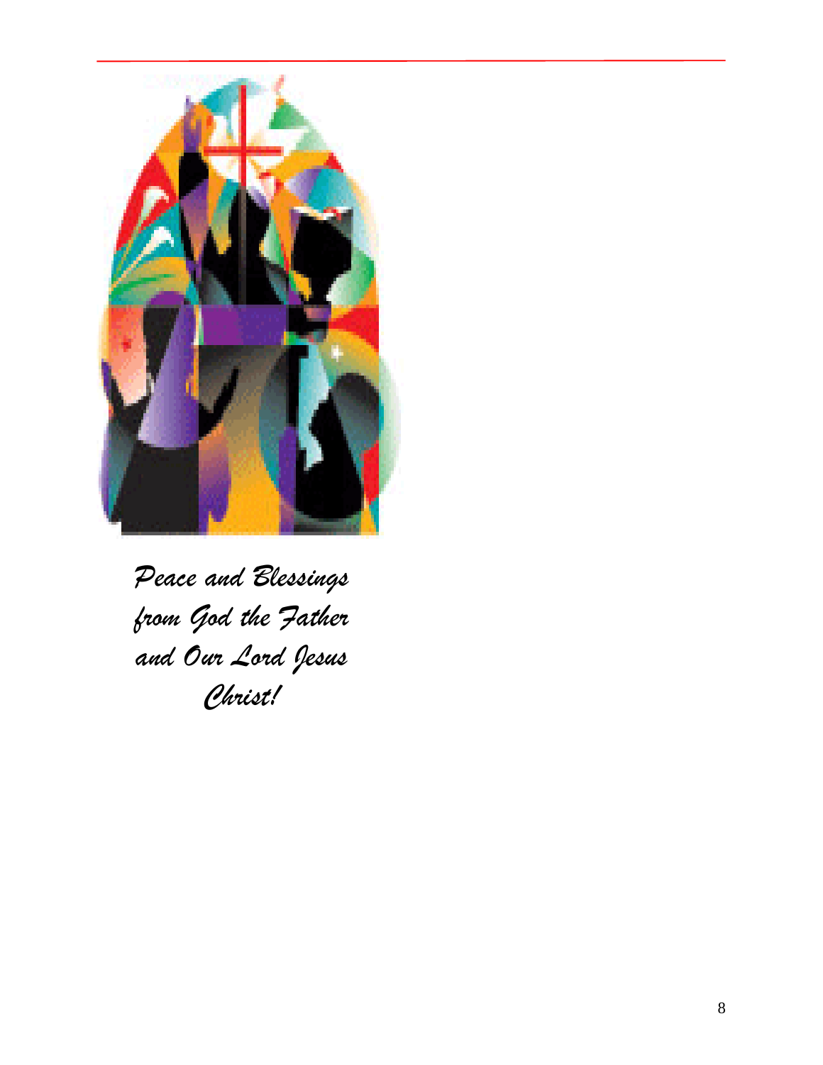*Peace and Blessings from God the Father and Our Lord Jesus Christ!*